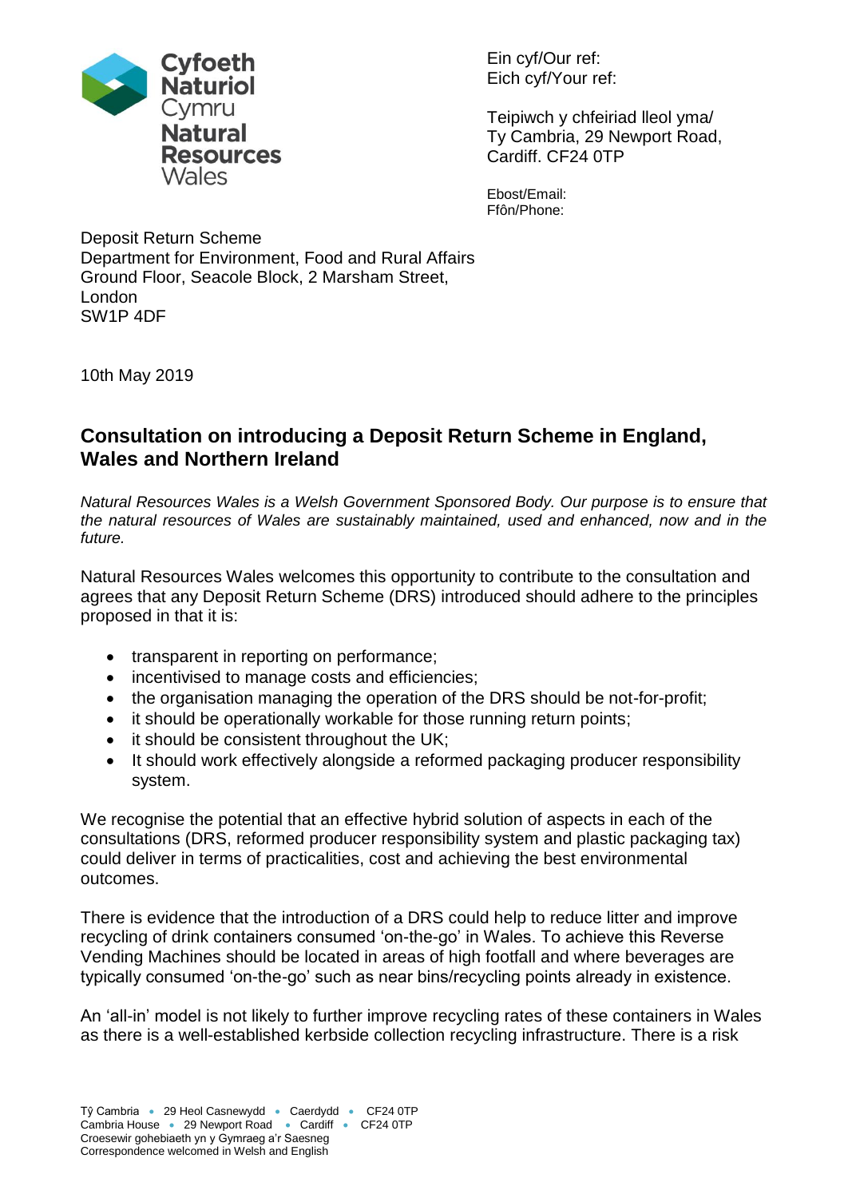Cyfoeth Naturiol Cymru
Natural Resources Wales

Ein cyf/Our ref:
Eich cyf/Your ref:

Teipiwch y chfeiriad lleol yma/
Ty Cambria, 29 Newport Road,
Cardiff. CF24 0TP

Ebost/Email:
Ffôn/Phone:

Deposit Return Scheme
Department for Environment, Food and Rural Affairs
Ground Floor, Seacole Block, 2 Marsham Street,
London
SW1P 4DF

10th May 2019

## Consultation on introducing a Deposit Return Scheme in England, Wales and Northern Ireland

*Natural Resources Wales is a Welsh Government Sponsored Body. Our purpose is to ensure that the natural resources of Wales are sustainably maintained, used and enhanced, now and in the future.*

Natural Resources Wales welcomes this opportunity to contribute to the consultation and agrees that any Deposit Return Scheme (DRS) introduced should adhere to the principles proposed in that it is:

- transparent in reporting on performance;
- incentivised to manage costs and efficiencies;
- the organisation managing the operation of the DRS should be not-for-profit;
- it should be operationally workable for those running return points;
- it should be consistent throughout the UK;
- It should work effectively alongside a reformed packaging producer responsibility system.

We recognise the potential that an effective hybrid solution of aspects in each of the consultations (DRS, reformed producer responsibility system and plastic packaging tax) could deliver in terms of practicalities, cost and achieving the best environmental outcomes.

There is evidence that the introduction of a DRS could help to reduce litter and improve recycling of drink containers consumed 'on-the-go' in Wales. To achieve this Reverse Vending Machines should be located in areas of high footfall and where beverages are typically consumed 'on-the-go' such as near bins/recycling points already in existence.

An 'all-in' model is not likely to further improve recycling rates of these containers in Wales as there is a well-established kerbside collection recycling infrastructure. There is a risk

Tŷ Cambria • 29 Heol Casnewydd • Caerdydd • CF24 0TP
Cambria House • 29 Newport Road • Cardiff • CF24 0TP
Croesewir gohebiaeth yn y Gymraeg a'r Saesneg
Correspondence welcomed in Welsh and English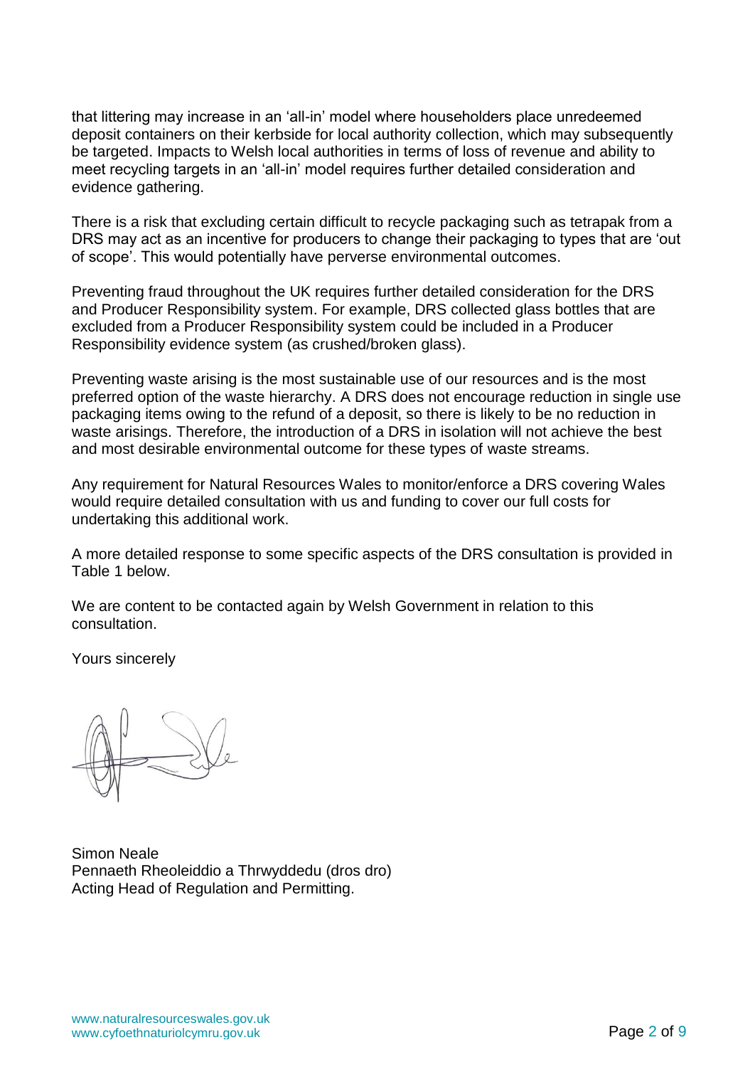that littering may increase in an 'all-in' model where householders place unredeemed deposit containers on their kerbside for local authority collection, which may subsequently be targeted. Impacts to Welsh local authorities in terms of loss of revenue and ability to meet recycling targets in an 'all-in' model requires further detailed consideration and evidence gathering.

There is a risk that excluding certain difficult to recycle packaging such as tetrapak from a DRS may act as an incentive for producers to change their packaging to types that are 'out of scope'. This would potentially have perverse environmental outcomes.

Preventing fraud throughout the UK requires further detailed consideration for the DRS and Producer Responsibility system. For example, DRS collected glass bottles that are excluded from a Producer Responsibility system could be included in a Producer Responsibility evidence system (as crushed/broken glass).

Preventing waste arising is the most sustainable use of our resources and is the most preferred option of the waste hierarchy. A DRS does not encourage reduction in single use packaging items owing to the refund of a deposit, so there is likely to be no reduction in waste arisings. Therefore, the introduction of a DRS in isolation will not achieve the best and most desirable environmental outcome for these types of waste streams.

Any requirement for Natural Resources Wales to monitor/enforce a DRS covering Wales would require detailed consultation with us and funding to cover our full costs for undertaking this additional work.

A more detailed response to some specific aspects of the DRS consultation is provided in Table 1 below.

We are content to be contacted again by Welsh Government in relation to this consultation.

Yours sincerely

Simon Neale
Pennaeth Rheoleiddio a Thrwyddedu (dros dro)
Acting Head of Regulation and Permitting.

www.naturalresourceswales.gov.uk
www.cyfoethnaturiolcymru.gov.uk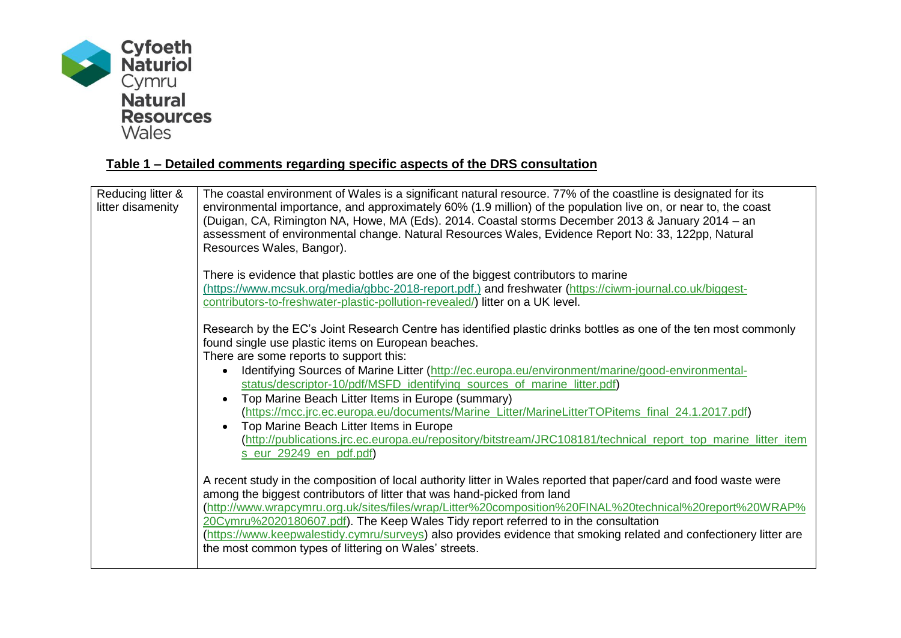Cyfoeth Naturiol Cymru
Natural Resources Wales

**Table 1 – Detailed comments regarding specific aspects of the DRS consultation**

| | |
|---|---|
| Reducing litter & litter disamenity | The coastal environment of Wales is a significant natural resource. 77% of the coastline is designated for its environmental importance, and approximately 60% (1.9 million) of the population live on, or near to, the coast (Duigan, CA, Rimington NA, Howe, MA (Eds). 2014. Coastal storms December 2013 & January 2014 – an assessment of environmental change. Natural Resources Wales, Evidence Report No: 33, 122pp, Natural Resources Wales, Bangor).<br><br>There is evidence that plastic bottles are one of the biggest contributors to marine (https://www.mcsuk.org/media/gbbc-2018-report.pdf.) and freshwater (https://ciwm-journal.co.uk/biggest-contributors-to-freshwater-plastic-pollution-revealed/) litter on a UK level.<br><br>Research by the EC's Joint Research Centre has identified plastic drinks bottles as one of the ten most commonly found single use plastic items on European beaches.<br>There are some reports to support this:<br>• Identifying Sources of Marine Litter (http://ec.europa.eu/environment/marine/good-environmental-status/descriptor-10/pdf/MSFD_identifying_sources_of_marine_litter.pdf)<br>• Top Marine Beach Litter Items in Europe (summary) (https://mcc.jrc.ec.europa.eu/documents/Marine_Litter/MarineLitterTOPitems_final_24.1.2017.pdf)<br>• Top Marine Beach Litter Items in Europe (http://publications.jrc.ec.europa.eu/repository/bitstream/JRC108181/technical_report_top_marine_litter_items_eur_29249_en_pdf.pdf)<br><br>A recent study in the composition of local authority litter in Wales reported that paper/card and food waste were among the biggest contributors of litter that was hand-picked from land (http://www.wrapcymru.org.uk/sites/files/wrap/Litter%20composition%20FINAL%20technical%20report%20WRAP%20Cymru%2020180607.pdf). The Keep Wales Tidy report referred to in the consultation (https://www.keepwalestidy.cymru/surveys) also provides evidence that smoking related and confectionery litter are the most common types of littering on Wales' streets. |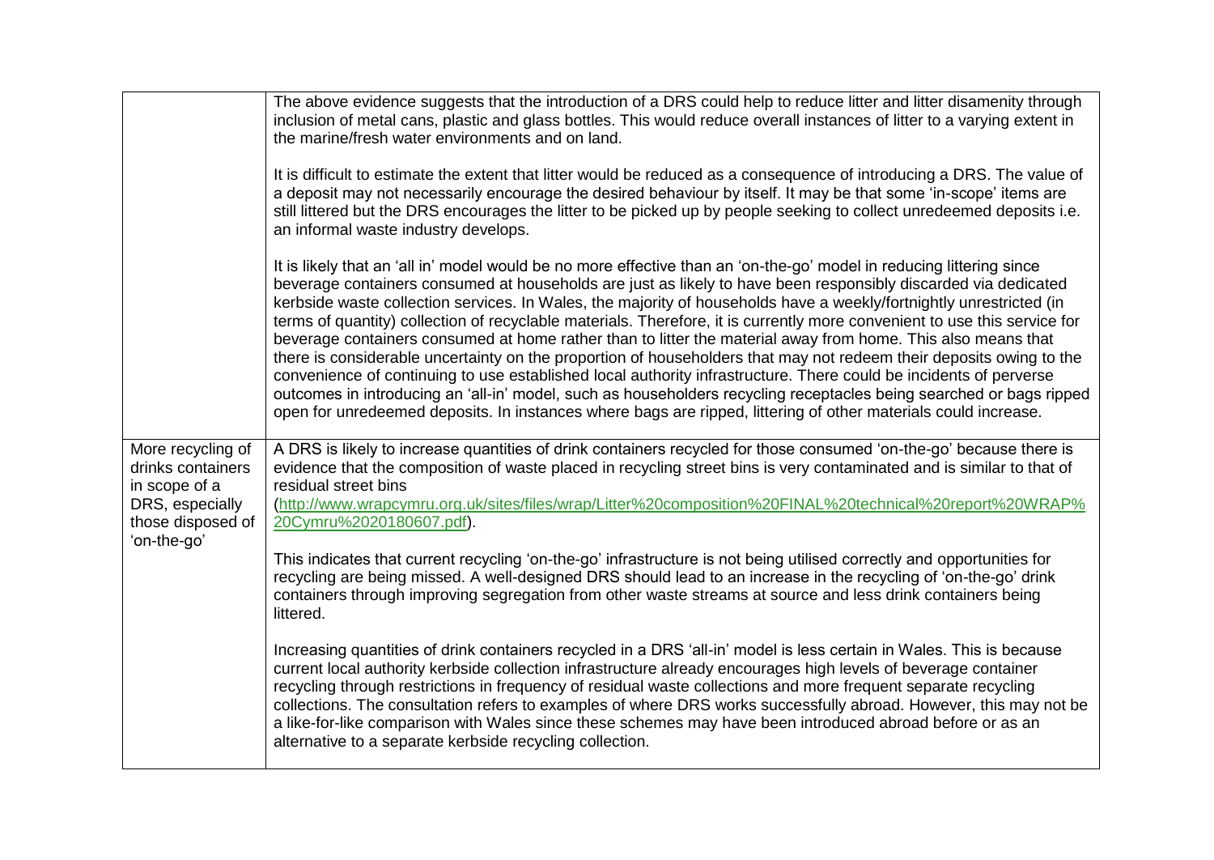| | |
|---|---|
| | The above evidence suggests that the introduction of a DRS could help to reduce litter and litter disamenity through inclusion of metal cans, plastic and glass bottles. This would reduce overall instances of litter to a varying extent in the marine/fresh water environments and on land.<br><br>It is difficult to estimate the extent that litter would be reduced as a consequence of introducing a DRS. The value of a deposit may not necessarily encourage the desired behaviour by itself. It may be that some 'in-scope' items are still littered but the DRS encourages the litter to be picked up by people seeking to collect unredeemed deposits i.e. an informal waste industry develops.<br><br>It is likely that an 'all in' model would be no more effective than an 'on-the-go' model in reducing littering since beverage containers consumed at households are just as likely to have been responsibly discarded via dedicated kerbside waste collection services. In Wales, the majority of households have a weekly/fortnightly unrestricted (in terms of quantity) collection of recyclable materials. Therefore, it is currently more convenient to use this service for beverage containers consumed at home rather than to litter the material away from home. This also means that there is considerable uncertainty on the proportion of householders that may not redeem their deposits owing to the convenience of continuing to use established local authority infrastructure. There could be incidents of perverse outcomes in introducing an 'all-in' model, such as householders recycling receptacles being searched or bags ripped open for unredeemed deposits. In instances where bags are ripped, littering of other materials could increase. |
| More recycling of drinks containers in scope of a DRS, especially those disposed of 'on-the-go' | A DRS is likely to increase quantities of drink containers recycled for those consumed 'on-the-go' because there is evidence that the composition of waste placed in recycling street bins is very contaminated and is similar to that of residual street bins (http://www.wrapcymru.org.uk/sites/files/wrap/Litter%20composition%20FINAL%20technical%20report%20WRAP%20Cymru%2020180607.pdf).<br><br>This indicates that current recycling 'on-the-go' infrastructure is not being utilised correctly and opportunities for recycling are being missed. A well-designed DRS should lead to an increase in the recycling of 'on-the-go' drink containers through improving segregation from other waste streams at source and less drink containers being littered.<br><br>Increasing quantities of drink containers recycled in a DRS 'all-in' model is less certain in Wales. This is because current local authority kerbside collection infrastructure already encourages high levels of beverage container recycling through restrictions in frequency of residual waste collections and more frequent separate recycling collections. The consultation refers to examples of where DRS works successfully abroad. However, this may not be a like-for-like comparison with Wales since these schemes may have been introduced abroad before or as an alternative to a separate kerbside recycling collection. |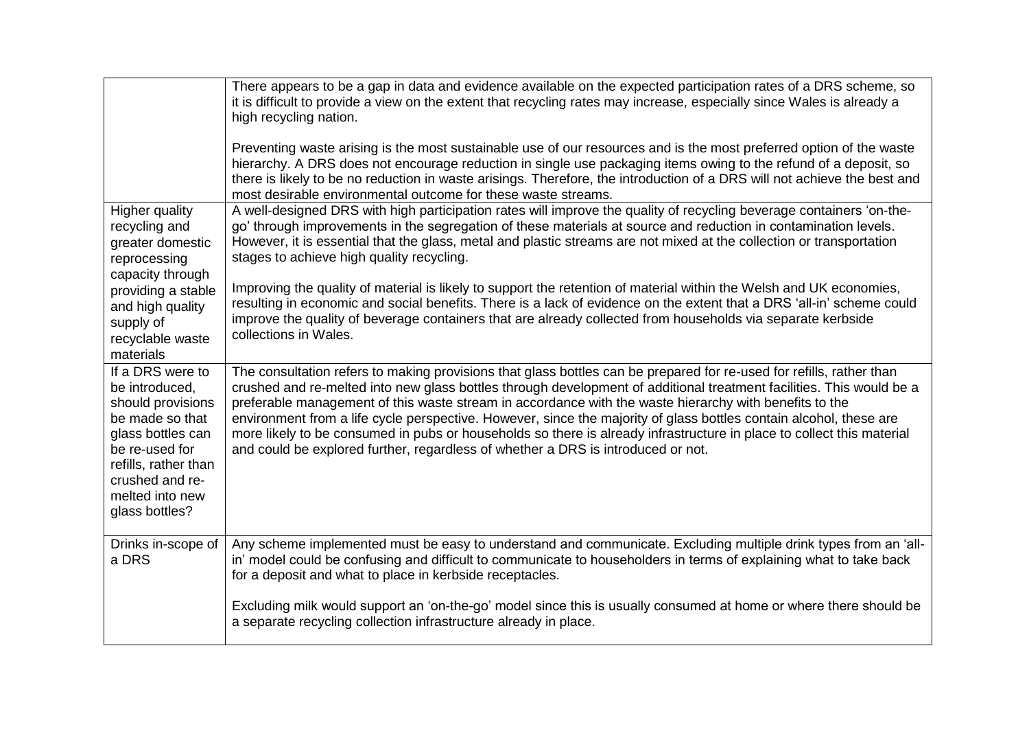| | |
|---|---|
| | There appears to be a gap in data and evidence available on the expected participation rates of a DRS scheme, so it is difficult to provide a view on the extent that recycling rates may increase, especially since Wales is already a high recycling nation.<br><br>Preventing waste arising is the most sustainable use of our resources and is the most preferred option of the waste hierarchy. A DRS does not encourage reduction in single use packaging items owing to the refund of a deposit, so there is likely to be no reduction in waste arisings. Therefore, the introduction of a DRS will not achieve the best and most desirable environmental outcome for these waste streams. |
| Higher quality recycling and greater domestic reprocessing capacity through providing a stable and high quality supply of recyclable waste materials | A well-designed DRS with high participation rates will improve the quality of recycling beverage containers 'on-the-go' through improvements in the segregation of these materials at source and reduction in contamination levels. However, it is essential that the glass, metal and plastic streams are not mixed at the collection or transportation stages to achieve high quality recycling.<br><br>Improving the quality of material is likely to support the retention of material within the Welsh and UK economies, resulting in economic and social benefits. There is a lack of evidence on the extent that a DRS 'all-in' scheme could improve the quality of beverage containers that are already collected from households via separate kerbside collections in Wales. |
| If a DRS were to be introduced, should provisions be made so that glass bottles can be re-used for refills, rather than crushed and re-melted into new glass bottles? | The consultation refers to making provisions that glass bottles can be prepared for re-used for refills, rather than crushed and re-melted into new glass bottles through development of additional treatment facilities. This would be a preferable management of this waste stream in accordance with the waste hierarchy with benefits to the environment from a life cycle perspective. However, since the majority of glass bottles contain alcohol, these are more likely to be consumed in pubs or households so there is already infrastructure in place to collect this material and could be explored further, regardless of whether a DRS is introduced or not. |
| Drinks in-scope of a DRS | Any scheme implemented must be easy to understand and communicate. Excluding multiple drink types from an 'all-in' model could be confusing and difficult to communicate to householders in terms of explaining what to take back for a deposit and what to place in kerbside receptacles.<br><br>Excluding milk would support an 'on-the-go' model since this is usually consumed at home or where there should be a separate recycling collection infrastructure already in place. |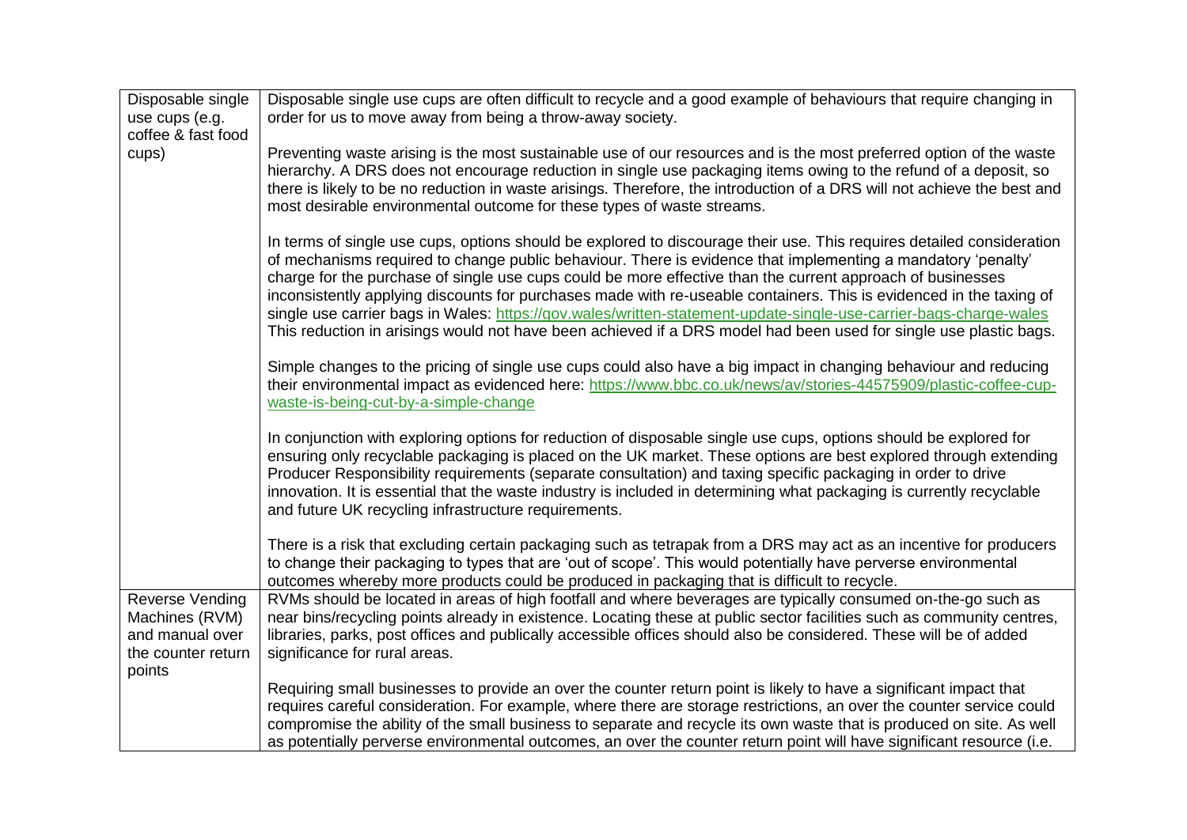| | |
|---|---|
| Disposable single use cups (e.g. coffee & fast food cups) | Disposable single use cups are often difficult to recycle and a good example of behaviours that require changing in order for us to move away from being a throw-away society.<br><br>Preventing waste arising is the most sustainable use of our resources and is the most preferred option of the waste hierarchy. A DRS does not encourage reduction in single use packaging items owing to the refund of a deposit, so there is likely to be no reduction in waste arisings. Therefore, the introduction of a DRS will not achieve the best and most desirable environmental outcome for these types of waste streams.<br><br>In terms of single use cups, options should be explored to discourage their use. This requires detailed consideration of mechanisms required to change public behaviour. There is evidence that implementing a mandatory 'penalty' charge for the purchase of single use cups could be more effective than the current approach of businesses inconsistently applying discounts for purchases made with re-useable containers. This is evidenced in the taxing of single use carrier bags in Wales: https://gov.wales/written-statement-update-single-use-carrier-bags-charge-wales This reduction in arisings would not have been achieved if a DRS model had been used for single use plastic bags.<br><br>Simple changes to the pricing of single use cups could also have a big impact in changing behaviour and reducing their environmental impact as evidenced here: https://www.bbc.co.uk/news/av/stories-44575909/plastic-coffee-cup-waste-is-being-cut-by-a-simple-change<br><br>In conjunction with exploring options for reduction of disposable single use cups, options should be explored for ensuring only recyclable packaging is placed on the UK market. These options are best explored through extending Producer Responsibility requirements (separate consultation) and taxing specific packaging in order to drive innovation. It is essential that the waste industry is included in determining what packaging is currently recyclable and future UK recycling infrastructure requirements.<br><br>There is a risk that excluding certain packaging such as tetrapak from a DRS may act as an incentive for producers to change their packaging to types that are 'out of scope'. This would potentially have perverse environmental outcomes whereby more products could be produced in packaging that is difficult to recycle. |
| Reverse Vending Machines (RVM) and manual over the counter return points | RVMs should be located in areas of high footfall and where beverages are typically consumed on-the-go such as near bins/recycling points already in existence. Locating these at public sector facilities such as community centres, libraries, parks, post offices and publically accessible offices should also be considered. These will be of added significance for rural areas.<br><br>Requiring small businesses to provide an over the counter return point is likely to have a significant impact that requires careful consideration. For example, where there are storage restrictions, an over the counter service could compromise the ability of the small business to separate and recycle its own waste that is produced on site. As well as potentially perverse environmental outcomes, an over the counter return point will have significant resource (i.e. |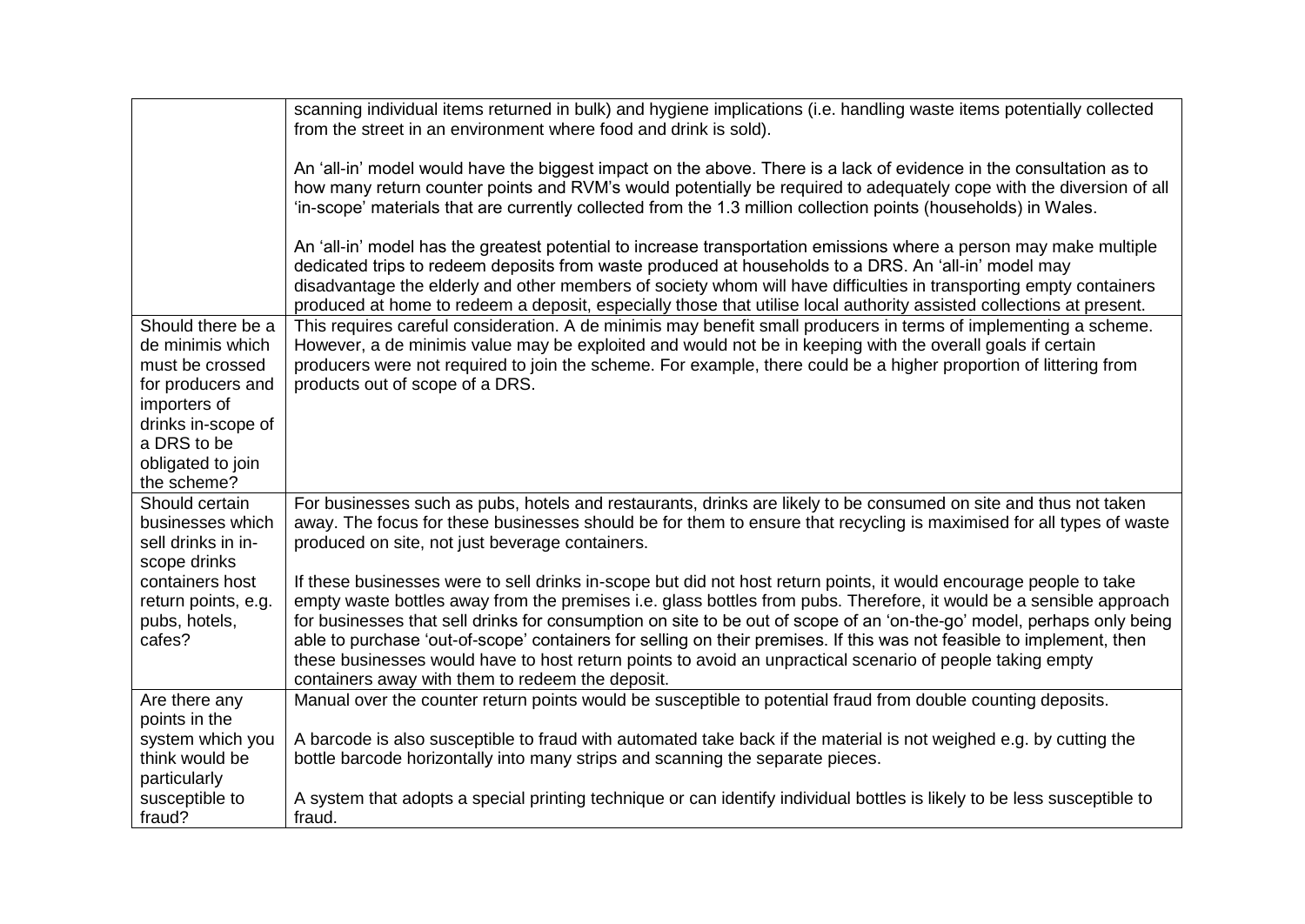| | |
|---|---|
| | scanning individual items returned in bulk) and hygiene implications (i.e. handling waste items potentially collected from the street in an environment where food and drink is sold).<br><br>An 'all-in' model would have the biggest impact on the above. There is a lack of evidence in the consultation as to how many return counter points and RVM's would potentially be required to adequately cope with the diversion of all 'in-scope' materials that are currently collected from the 1.3 million collection points (households) in Wales.<br><br>An 'all-in' model has the greatest potential to increase transportation emissions where a person may make multiple dedicated trips to redeem deposits from waste produced at households to a DRS. An 'all-in' model may disadvantage the elderly and other members of society whom will have difficulties in transporting empty containers produced at home to redeem a deposit, especially those that utilise local authority assisted collections at present. |
| Should there be a de minimis which must be crossed for producers and importers of drinks in-scope of a DRS to be obligated to join the scheme? | This requires careful consideration. A de minimis may benefit small producers in terms of implementing a scheme. However, a de minimis value may be exploited and would not be in keeping with the overall goals if certain producers were not required to join the scheme. For example, there could be a higher proportion of littering from products out of scope of a DRS. |
| Should certain businesses which sell drinks in in-scope drinks containers host return points, e.g. pubs, hotels, cafes? | For businesses such as pubs, hotels and restaurants, drinks are likely to be consumed on site and thus not taken away. The focus for these businesses should be for them to ensure that recycling is maximised for all types of waste produced on site, not just beverage containers.<br><br>If these businesses were to sell drinks in-scope but did not host return points, it would encourage people to take empty waste bottles away from the premises i.e. glass bottles from pubs. Therefore, it would be a sensible approach for businesses that sell drinks for consumption on site to be out of scope of an 'on-the-go' model, perhaps only being able to purchase 'out-of-scope' containers for selling on their premises. If this was not feasible to implement, then these businesses would have to host return points to avoid an unpractical scenario of people taking empty containers away with them to redeem the deposit. |
| Are there any points in the system which you think would be particularly susceptible to fraud? | Manual over the counter return points would be susceptible to potential fraud from double counting deposits.<br><br>A barcode is also susceptible to fraud with automated take back if the material is not weighed e.g. by cutting the bottle barcode horizontally into many strips and scanning the separate pieces.<br><br>A system that adopts a special printing technique or can identify individual bottles is likely to be less susceptible to fraud. |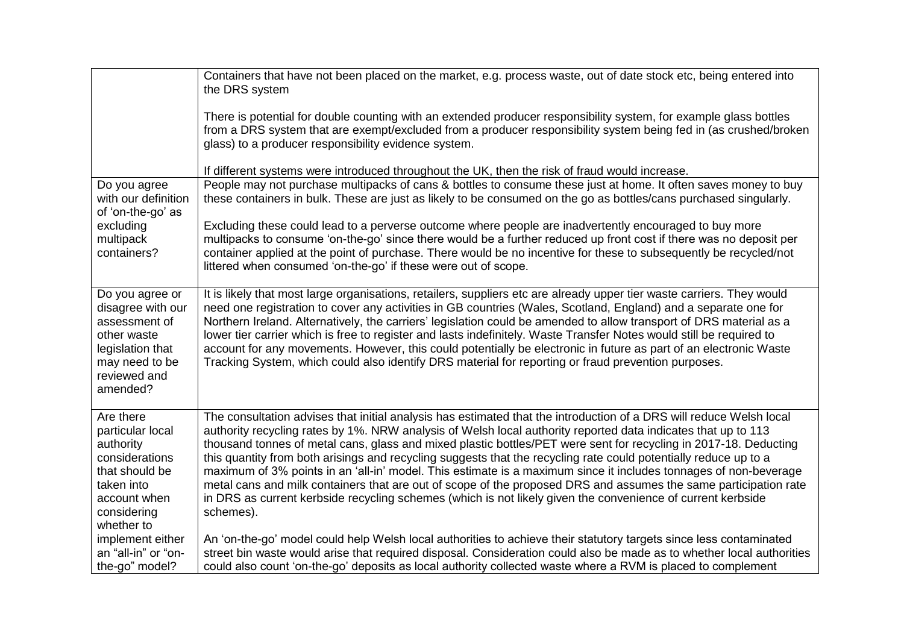| | |
|---|---|
| | Containers that have not been placed on the market, e.g. process waste, out of date stock etc, being entered into the DRS system<br><br>There is potential for double counting with an extended producer responsibility system, for example glass bottles from a DRS system that are exempt/excluded from a producer responsibility system being fed in (as crushed/broken glass) to a producer responsibility evidence system.<br><br>If different systems were introduced throughout the UK, then the risk of fraud would increase. |
| Do you agree with our definition of 'on-the-go' as excluding multipack containers? | People may not purchase multipacks of cans & bottles to consume these just at home. It often saves money to buy these containers in bulk. These are just as likely to be consumed on the go as bottles/cans purchased singularly.<br><br>Excluding these could lead to a perverse outcome where people are inadvertently encouraged to buy more multipacks to consume 'on-the-go' since there would be a further reduced up front cost if there was no deposit per container applied at the point of purchase. There would be no incentive for these to subsequently be recycled/not littered when consumed 'on-the-go' if these were out of scope. |
| Do you agree or disagree with our assessment of other waste legislation that may need to be reviewed and amended? | It is likely that most large organisations, retailers, suppliers etc are already upper tier waste carriers. They would need one registration to cover any activities in GB countries (Wales, Scotland, England) and a separate one for Northern Ireland. Alternatively, the carriers' legislation could be amended to allow transport of DRS material as a lower tier carrier which is free to register and lasts indefinitely. Waste Transfer Notes would still be required to account for any movements. However, this could potentially be electronic in future as part of an electronic Waste Tracking System, which could also identify DRS material for reporting or fraud prevention purposes. |
| Are there particular local authority considerations that should be taken into account when considering whether to implement either an "all-in" or "on-the-go" model? | The consultation advises that initial analysis has estimated that the introduction of a DRS will reduce Welsh local authority recycling rates by 1%. NRW analysis of Welsh local authority reported data indicates that up to 113 thousand tonnes of metal cans, glass and mixed plastic bottles/PET were sent for recycling in 2017-18. Deducting this quantity from both arisings and recycling suggests that the recycling rate could potentially reduce up to a maximum of 3% points in an 'all-in' model. This estimate is a maximum since it includes tonnages of non-beverage metal cans and milk containers that are out of scope of the proposed DRS and assumes the same participation rate in DRS as current kerbside recycling schemes (which is not likely given the convenience of current kerbside schemes).<br><br>An 'on-the-go' model could help Welsh local authorities to achieve their statutory targets since less contaminated street bin waste would arise that required disposal. Consideration could also be made as to whether local authorities could also count 'on-the-go' deposits as local authority collected waste where a RVM is placed to complement |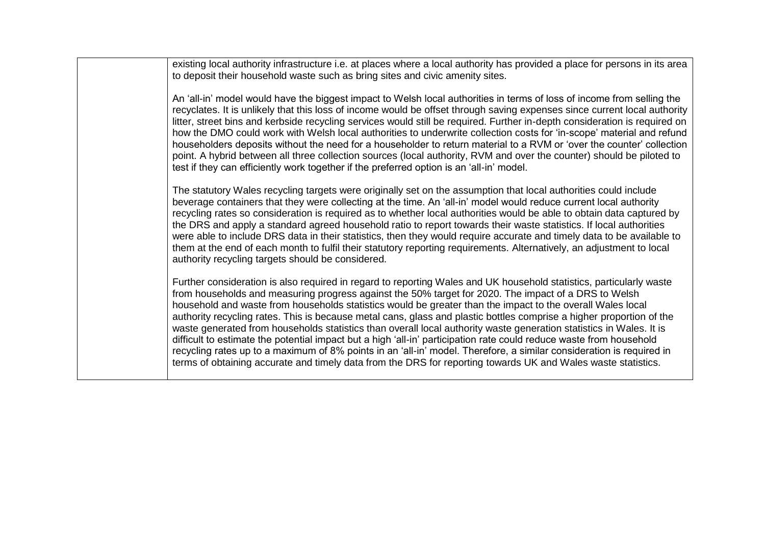| | |
|---|---|
| | existing local authority infrastructure i.e. at places where a local authority has provided a place for persons in its area to deposit their household waste such as bring sites and civic amenity sites.<br><br>An 'all-in' model would have the biggest impact to Welsh local authorities in terms of loss of income from selling the recyclates. It is unlikely that this loss of income would be offset through saving expenses since current local authority litter, street bins and kerbside recycling services would still be required. Further in-depth consideration is required on how the DMO could work with Welsh local authorities to underwrite collection costs for 'in-scope' material and refund householders deposits without the need for a householder to return material to a RVM or 'over the counter' collection point. A hybrid between all three collection sources (local authority, RVM and over the counter) should be piloted to test if they can efficiently work together if the preferred option is an 'all-in' model.<br><br>The statutory Wales recycling targets were originally set on the assumption that local authorities could include beverage containers that they were collecting at the time. An 'all-in' model would reduce current local authority recycling rates so consideration is required as to whether local authorities would be able to obtain data captured by the DRS and apply a standard agreed household ratio to report towards their waste statistics. If local authorities were able to include DRS data in their statistics, then they would require accurate and timely data to be available to them at the end of each month to fulfil their statutory reporting requirements. Alternatively, an adjustment to local authority recycling targets should be considered.<br><br>Further consideration is also required in regard to reporting Wales and UK household statistics, particularly waste from households and measuring progress against the 50% target for 2020. The impact of a DRS to Welsh household and waste from households statistics would be greater than the impact to the overall Wales local authority recycling rates. This is because metal cans, glass and plastic bottles comprise a higher proportion of the waste generated from households statistics than overall local authority waste generation statistics in Wales. It is difficult to estimate the potential impact but a high 'all-in' participation rate could reduce waste from household recycling rates up to a maximum of 8% points in an 'all-in' model. Therefore, a similar consideration is required in terms of obtaining accurate and timely data from the DRS for reporting towards UK and Wales waste statistics. |